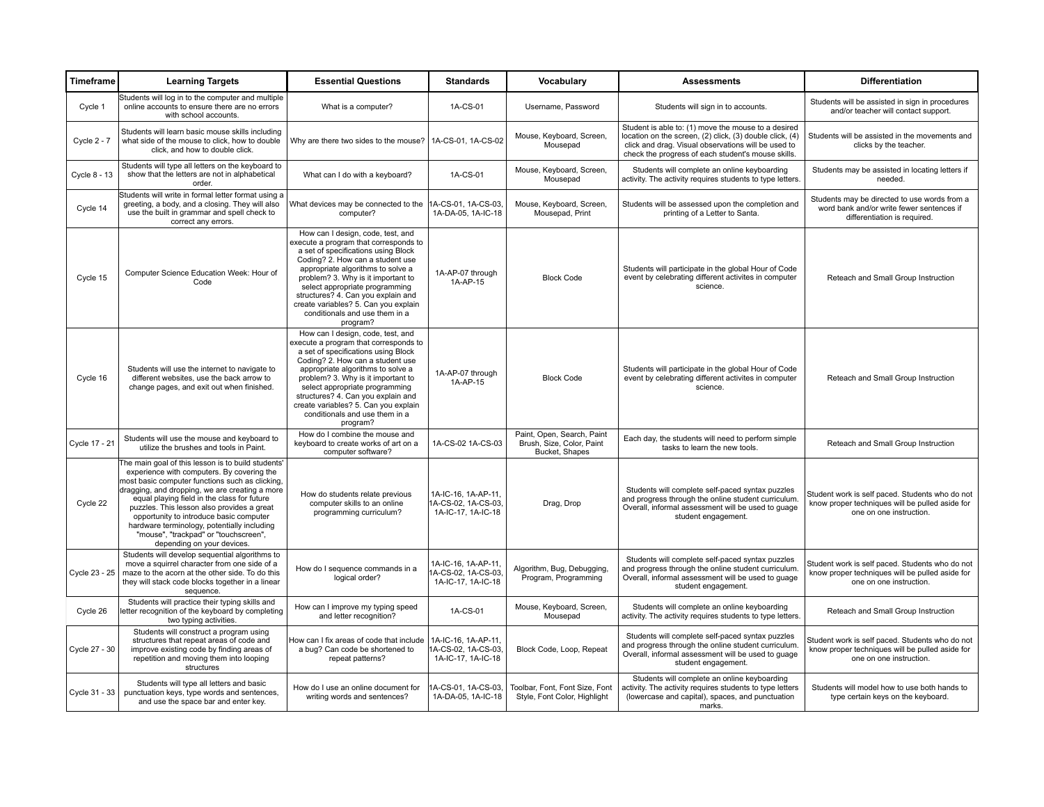| Timeframe | Learning Targets | Essential Questions | Standards | Vocabulary | Assessments | Differentiation |
|---|---|---|---|---|---|---|
| Cycle 1 | Students will log in to the computer and multiple online accounts to ensure there are no errors with school accounts. | What is a computer? | 1A-CS-01 | Username, Password | Students will sign in to accounts. | Students will be assisted in sign in procedures and/or teacher will contact support. |
| Cycle 2 - 7 | Students will learn basic mouse skills including what side of the mouse to click, how to double click, and how to double click. | Why are there two sides to the mouse? | 1A-CS-01, 1A-CS-02 | Mouse, Keyboard, Screen, Mousepad | Student is able to: (1) move the mouse to a desired location on the screen, (2) click, (3) double click, (4) click and drag. Visual observations will be used to check the progress of each student's mouse skills. | Students will be assisted in the movements and clicks by the teacher. |
| Cycle 8 - 13 | Students will type all letters on the keyboard to show that the letters are not in alphabetical order. | What can I do with a keyboard? | 1A-CS-01 | Mouse, Keyboard, Screen, Mousepad | Students will complete an online keyboarding activity. The activity requires students to type letters. | Students may be assisted in locating letters if needed. |
| Cycle 14 | Students will write in formal letter format using a greeting, a body, and a closing. They will also use the built in grammar and spell check to correct any errors. | What devices may be connected to the computer? | 1A-CS-01, 1A-CS-03, 1A-DA-05, 1A-IC-18 | Mouse, Keyboard, Screen, Mousepad, Print | Students will be assessed upon the completion and printing of a Letter to Santa. | Students may be directed to use words from a word bank and/or write fewer sentences if differentiation is required. |
| Cycle 15 | Computer Science Education Week: Hour of Code | How can I design, code, test, and execute a program that corresponds to a set of specifications using Block Coding? 2. How can a student use appropriate algorithms to solve a problem? 3. Why is it important to select appropriate programming structures? 4. Can you explain and create variables? 5. Can you explain conditionals and use them in a program? | 1A-AP-07 through 1A-AP-15 | Block Code | Students will participate in the global Hour of Code event by celebrating different activites in computer science. | Reteach and Small Group Instruction |
| Cycle 16 | Students will use the internet to navigate to different websites, use the back arrow to change pages, and exit out when finished. | How can I design, code, test, and execute a program that corresponds to a set of specifications using Block Coding? 2. How can a student use appropriate algorithms to solve a problem? 3. Why is it important to select appropriate programming structures? 4. Can you explain and create variables? 5. Can you explain conditionals and use them in a program? | 1A-AP-07 through 1A-AP-15 | Block Code | Students will participate in the global Hour of Code event by celebrating different activites in computer science. | Reteach and Small Group Instruction |
| Cycle 17 - 21 | Students will use the mouse and keyboard to utilize the brushes and tools in Paint. | How do I combine the mouse and keyboard to create works of art on a computer software? | 1A-CS-02 1A-CS-03 | Paint, Open, Search, Paint Brush, Size, Color, Paint Bucket, Shapes | Each day, the students will need to perform simple tasks to learn the new tools. | Reteach and Small Group Instruction |
| Cycle 22 | The main goal of this lesson is to build students' experience with computers. By covering the most basic computer functions such as clicking, dragging, and dropping, we are creating a more equal playing field in the class for future puzzles. This lesson also provides a great opportunity to introduce basic computer hardware terminology, potentially including "mouse", "trackpad" or "touchscreen", depending on your devices. | How do students relate previous computer skills to an online programming curriculum? | 1A-IC-16, 1A-AP-11, 1A-CS-02, 1A-CS-03, 1A-IC-17, 1A-IC-18 | Drag, Drop | Students will complete self-paced syntax puzzles and progress through the online student curriculum. Overall, informal assessment will be used to guage student engagement. | Student work is self paced. Students who do not know proper techniques will be pulled aside for one on one instruction. |
| Cycle 23 - 25 | Students will develop sequential algorithms to move a squirrel character from one side of a maze to the acorn at the other side. To do this they will stack code blocks together in a linear sequence. | How do I sequence commands in a logical order? | 1A-IC-16, 1A-AP-11, 1A-CS-02, 1A-CS-03, 1A-IC-17, 1A-IC-18 | Algorithm, Bug, Debugging, Program, Programming | Students will complete self-paced syntax puzzles and progress through the online student curriculum. Overall, informal assessment will be used to guage student engagement. | Student work is self paced. Students who do not know proper techniques will be pulled aside for one on one instruction. |
| Cycle 26 | Students will practice their typing skills and letter recognition of the keyboard by completing two typing activities. | How can I improve my typing speed and letter recognition? | 1A-CS-01 | Mouse, Keyboard, Screen, Mousepad | Students will complete an online keyboarding activity. The activity requires students to type letters. | Reteach and Small Group Instruction |
| Cycle 27 - 30 | Students will construct a program using structures that repeat areas of code and improve existing code by finding areas of repetition and moving them into looping structures | How can I fix areas of code that include a bug? Can code be shortened to repeat patterns? | 1A-IC-16, 1A-AP-11, 1A-CS-02, 1A-CS-03, 1A-IC-17, 1A-IC-18 | Block Code, Loop, Repeat | Students will complete self-paced syntax puzzles and progress through the online student curriculum. Overall, informal assessment will be used to guage student engagement. | Student work is self paced. Students who do not know proper techniques will be pulled aside for one on one instruction. |
| Cycle 31 - 33 | Students will type all letters and basic punctuation keys, type words and sentences, and use the space bar and enter key. | How do I use an online document for writing words and sentences? | 1A-CS-01, 1A-CS-03, 1A-DA-05, 1A-IC-18 | Toolbar, Font, Font Size, Font Style, Font Color, Highlight | Students will complete an online keyboarding activity. The activity requires students to type letters (lowercase and capital), spaces, and punctuation marks. | Students will model how to use both hands to type certain keys on the keyboard. |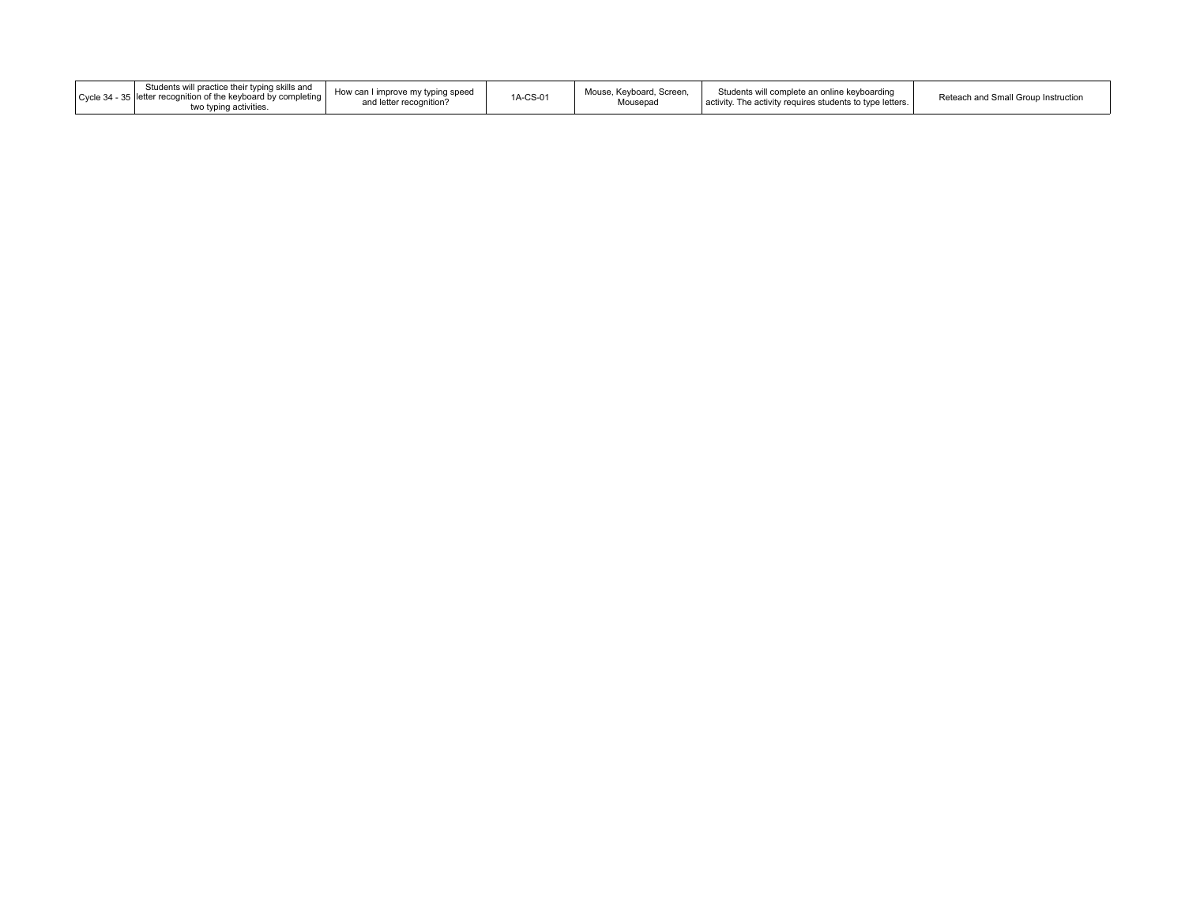| | | | | | | |
|---|---|---|---|---|---|---|
| Cycle 34 - 35 | Students will practice their typing skills and letter recognition of the keyboard by completing two typing activities. | How can I improve my typing speed and letter recognition? | 1A-CS-01 | Mouse, Keyboard, Screen, Mousepad | Students will complete an online keyboarding activity. The activity requires students to type letters. | Reteach and Small Group Instruction |